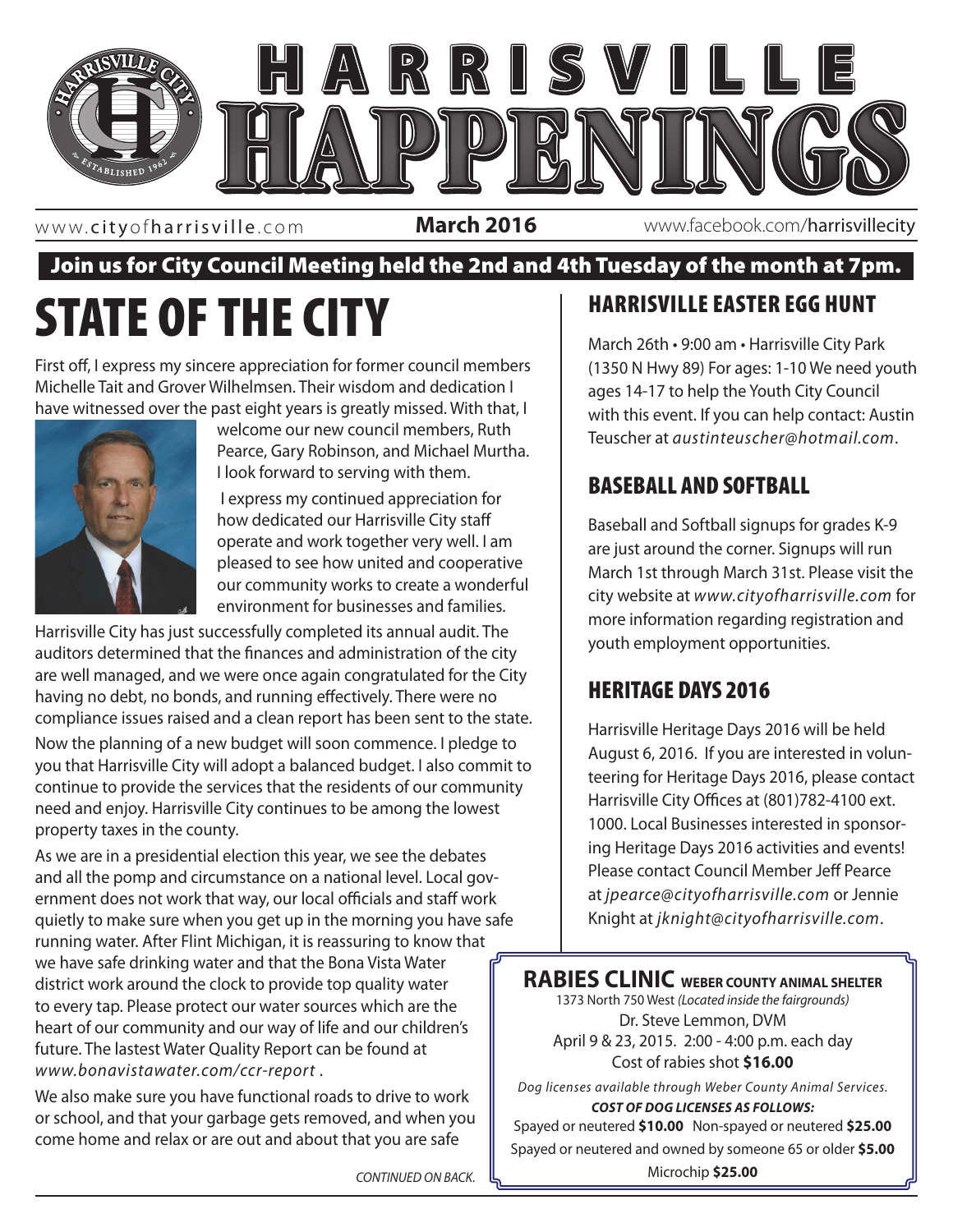// HARRISVILLE HAPPENINGS

www.cityofharrisville.com **March 2016** www.facebook.com/harrisvillecity

**Join us for City Council Meeting held the 2nd and 4th Tuesday of the month at 7pm.**

# STATE OF THE CITY

First off, I express my sincere appreciation for former council members Michelle Tait and Grover Wilhelmsen. Their wisdom and dedication I have witnessed over the past eight years is greatly missed. With that, I welcome our new council members, Ruth Pearce, Gary Robinson, and Michael Murtha. I look forward to serving with them.

I express my continued appreciation for how dedicated our Harrisville City staff operate and work together very well. I am pleased to see how united and cooperative our community works to create a wonderful environment for businesses and families.

Harrisville City has just successfully completed its annual audit. The auditors determined that the finances and administration of the city are well managed, and we were once again congratulated for the City having no debt, no bonds, and running effectively. There were no compliance issues raised and a clean report has been sent to the state.

Now the planning of a new budget will soon commence. I pledge to you that Harrisville City will adopt a balanced budget. I also commit to continue to provide the services that the residents of our community need and enjoy. Harrisville City continues to be among the lowest property taxes in the county.

As we are in a presidential election this year, we see the debates and all the pomp and circumstance on a national level. Local government does not work that way, our local officials and staff work quietly to make sure when you get up in the morning you have safe running water. After Flint Michigan, it is reassuring to know that we have safe drinking water and that the Bona Vista Water district work around the clock to provide top quality water to every tap. Please protect our water sources which are the heart of our community and our way of life and our children's future. The lastest Water Quality Report can be found at *www.bonavistawater.com/ccr-report* .

We also make sure you have functional roads to drive to work or school, and that your garbage gets removed, and when you come home and relax or are out and about that you are safe

*CONTINUED ON BACK.*

## HARRISVILLE EASTER EGG HUNT

March 26th • 9:00 am • Harrisville City Park (1350 N Hwy 89) For ages: 1-10 We need youth ages 14-17 to help the Youth City Council with this event. If you can help contact: Austin Teuscher at *austinteuscher@hotmail.com*.

## BASEBALL AND SOFTBALL

Baseball and Softball signups for grades K-9 are just around the corner. Signups will run March 1st through March 31st. Please visit the city website at *www.cityofharrisville.com* for more information regarding registration and youth employment opportunities.

## HERITAGE DAYS 2016

Harrisville Heritage Days 2016 will be held August 6, 2016. If you are interested in volunteering for Heritage Days 2016, please contact Harrisville City Offices at (801)782-4100 ext. 1000. Local Businesses interested in sponsoring Heritage Days 2016 activities and events! Please contact Council Member Jeff Pearce at *jpearce@cityofharrisville.com* or Jennie Knight at *jknight@cityofharrisville.com*.

## RABIES CLINIC WEBER COUNTY ANIMAL SHELTER

1373 North 750 West *(Located inside the fairgrounds)*

Dr. Steve Lemmon, DVM

April 9 & 23, 2015. 2:00 - 4:00 p.m. each day

Cost of rabies shot **$16.00**

*Dog licenses available through Weber County Animal Services.*

***COST OF DOG LICENSES AS FOLLOWS:***

Spayed or neutered **$10.00** Non-spayed or neutered **$25.00**

Spayed or neutered and owned by someone 65 or older **$5.00**

Microchip **$25.00**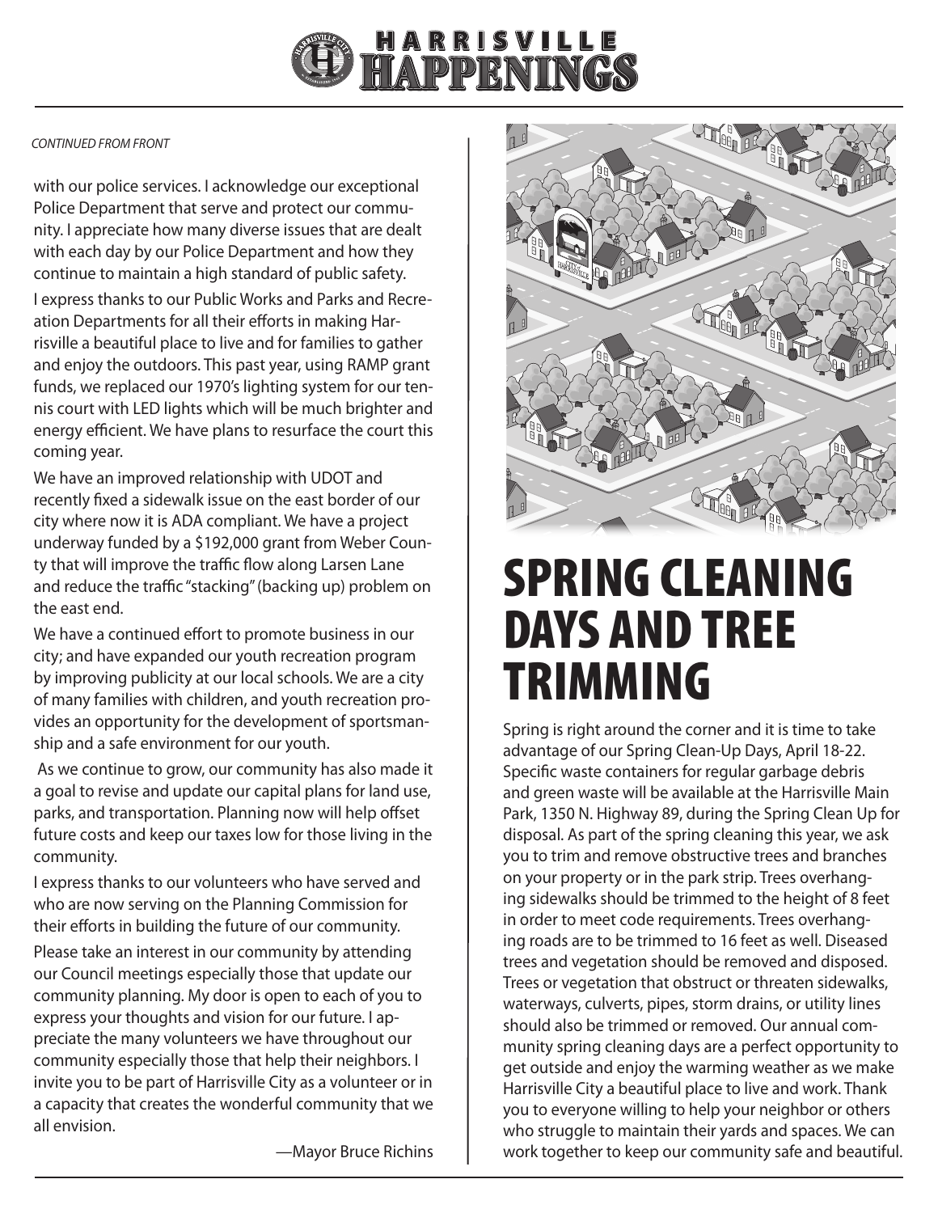*CONTINUED FROM FRONT*

with our police services. I acknowledge our exceptional Police Department that serve and protect our community. I appreciate how many diverse issues that are dealt with each day by our Police Department and how they continue to maintain a high standard of public safety.

I express thanks to our Public Works and Parks and Recreation Departments for all their efforts in making Harrisville a beautiful place to live and for families to gather and enjoy the outdoors. This past year, using RAMP grant funds, we replaced our 1970's lighting system for our tennis court with LED lights which will be much brighter and energy efficient. We have plans to resurface the court this coming year.

We have an improved relationship with UDOT and recently fixed a sidewalk issue on the east border of our city where now it is ADA compliant. We have a project underway funded by a $192,000 grant from Weber County that will improve the traffic flow along Larsen Lane and reduce the traffic "stacking" (backing up) problem on the east end.

We have a continued effort to promote business in our city; and have expanded our youth recreation program by improving publicity at our local schools. We are a city of many families with children, and youth recreation provides an opportunity for the development of sportsmanship and a safe environment for our youth.

As we continue to grow, our community has also made it a goal to revise and update our capital plans for land use, parks, and transportation. Planning now will help offset future costs and keep our taxes low for those living in the community.

I express thanks to our volunteers who have served and who are now serving on the Planning Commission for their efforts in building the future of our community.

Please take an interest in our community by attending our Council meetings especially those that update our community planning. My door is open to each of you to express your thoughts and vision for our future. I appreciate the many volunteers we have throughout our community especially those that help their neighbors. I invite you to be part of Harrisville City as a volunteer or in a capacity that creates the wonderful community that we all envision.

—Mayor Bruce Richins

# SPRING CLEANING DAYS AND TREE TRIMMING

Spring is right around the corner and it is time to take advantage of our Spring Clean-Up Days, April 18-22. Specific waste containers for regular garbage debris and green waste will be available at the Harrisville Main Park, 1350 N. Highway 89, during the Spring Clean Up for disposal. As part of the spring cleaning this year, we ask you to trim and remove obstructive trees and branches on your property or in the park strip. Trees overhanging sidewalks should be trimmed to the height of 8 feet in order to meet code requirements. Trees overhanging roads are to be trimmed to 16 feet as well. Diseased trees and vegetation should be removed and disposed. Trees or vegetation that obstruct or threaten sidewalks, waterways, culverts, pipes, storm drains, or utility lines should also be trimmed or removed. Our annual community spring cleaning days are a perfect opportunity to get outside and enjoy the warming weather as we make Harrisville City a beautiful place to live and work. Thank you to everyone willing to help your neighbor or others who struggle to maintain their yards and spaces. We can work together to keep our community safe and beautiful.